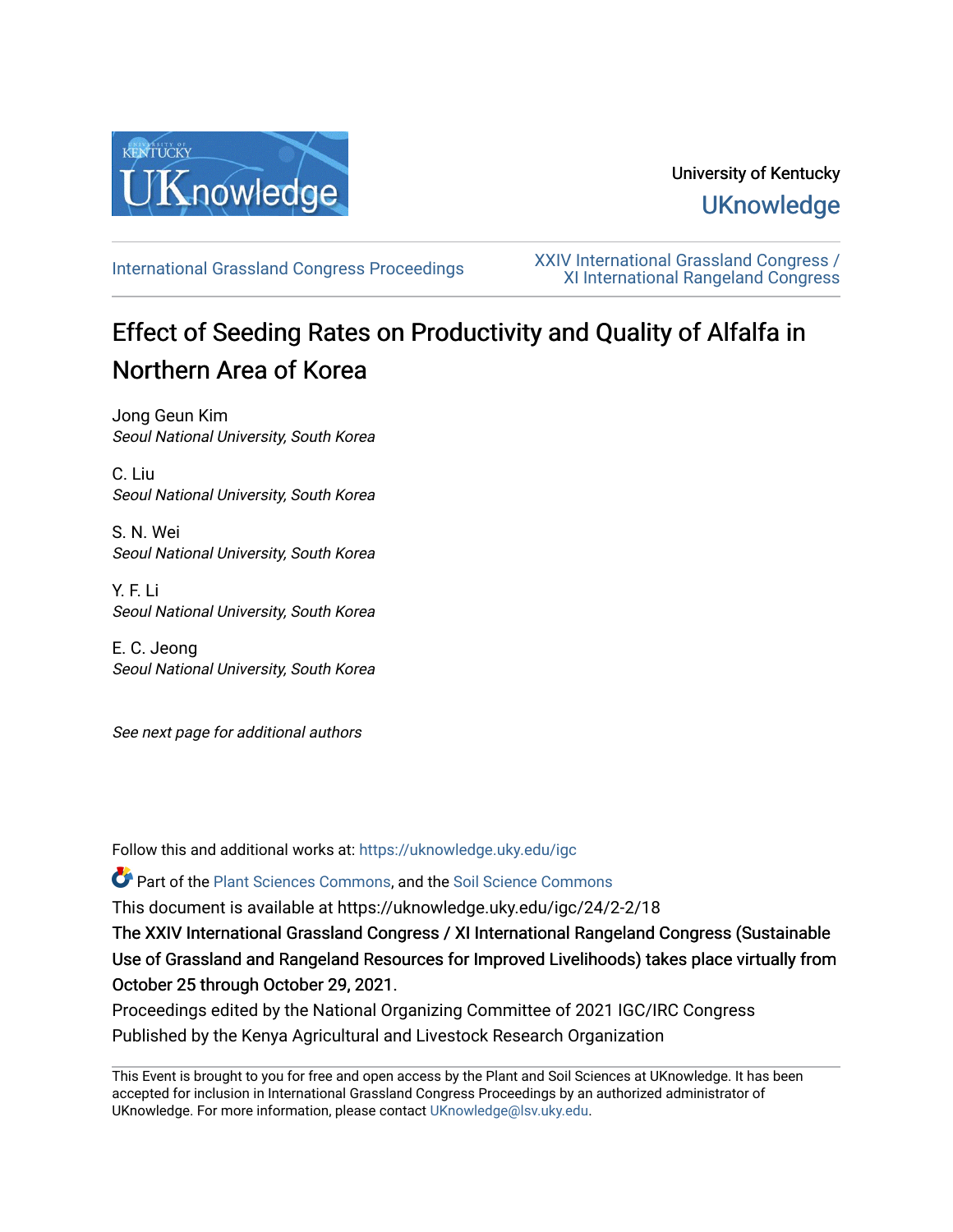University of Kentucky

UKnowledge

International Grassland Congress Proceedings

XXIV International Grassland Congress / XI International Rangeland Congress

# Effect of Seeding Rates on Productivity and Quality of Alfalfa in Northern Area of Korea

Jong Geun Kim
*Seoul National University, South Korea*

C. Liu
*Seoul National University, South Korea*

S. N. Wei
*Seoul National University, South Korea*

Y. F. Li
*Seoul National University, South Korea*

E. C. Jeong
*Seoul National University, South Korea*

*See next page for additional authors*

Follow this and additional works at: https://uknowledge.uky.edu/igc

Part of the Plant Sciences Commons, and the Soil Science Commons

This document is available at https://uknowledge.uky.edu/igc/24/2-2/18

**The XXIV International Grassland Congress / XI International Rangeland Congress (Sustainable Use of Grassland and Rangeland Resources for Improved Livelihoods) takes place virtually from October 25 through October 29, 2021.**

Proceedings edited by the National Organizing Committee of 2021 IGC/IRC Congress

Published by the Kenya Agricultural and Livestock Research Organization

This Event is brought to you for free and open access by the Plant and Soil Sciences at UKnowledge. It has been accepted for inclusion in International Grassland Congress Proceedings by an authorized administrator of UKnowledge. For more information, please contact UKnowledge@lsv.uky.edu.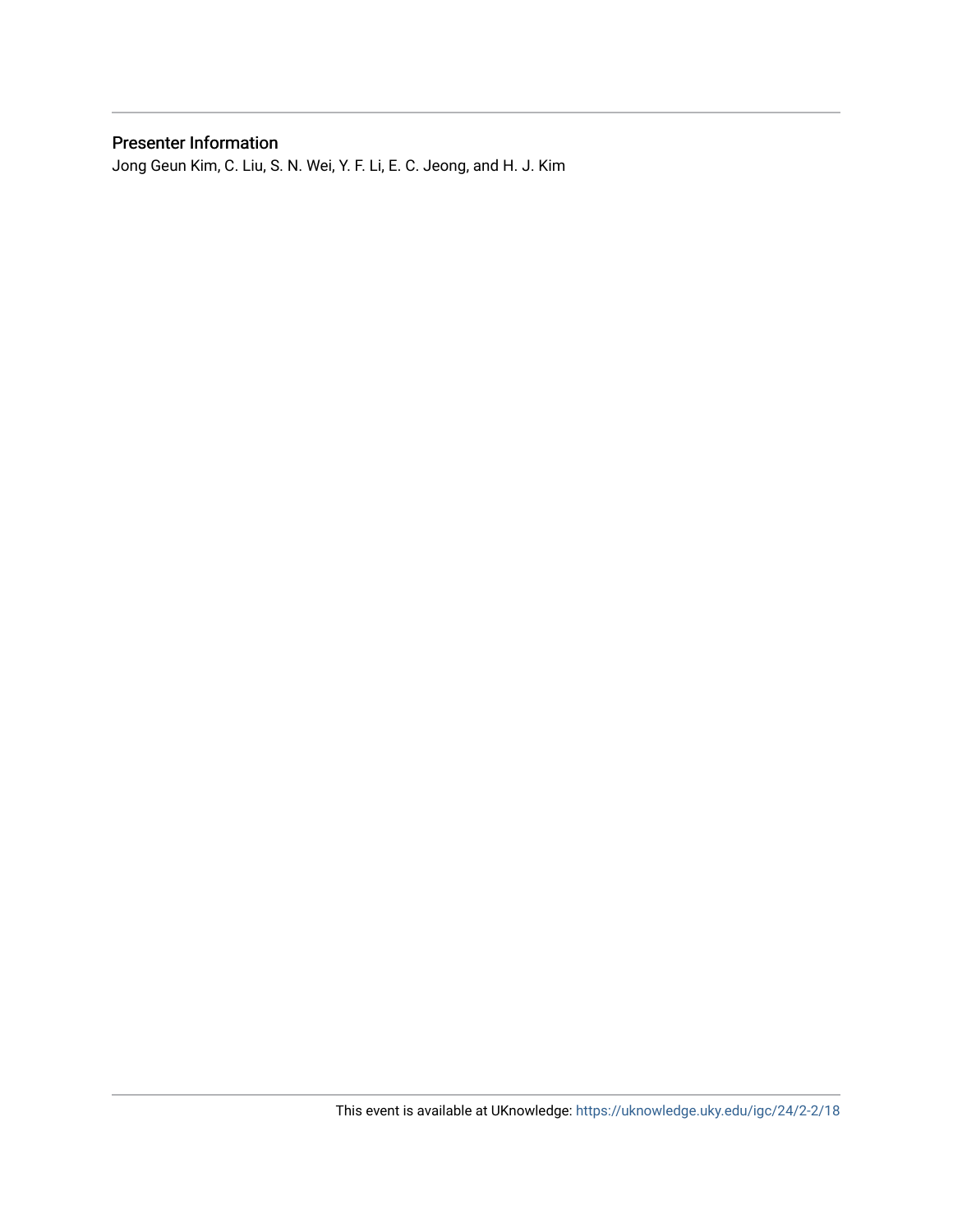## Presenter Information

Jong Geun Kim, C. Liu, S. N. Wei, Y. F. Li, E. C. Jeong, and H. J. Kim

This event is available at UKnowledge: https://uknowledge.uky.edu/igc/24/2-2/18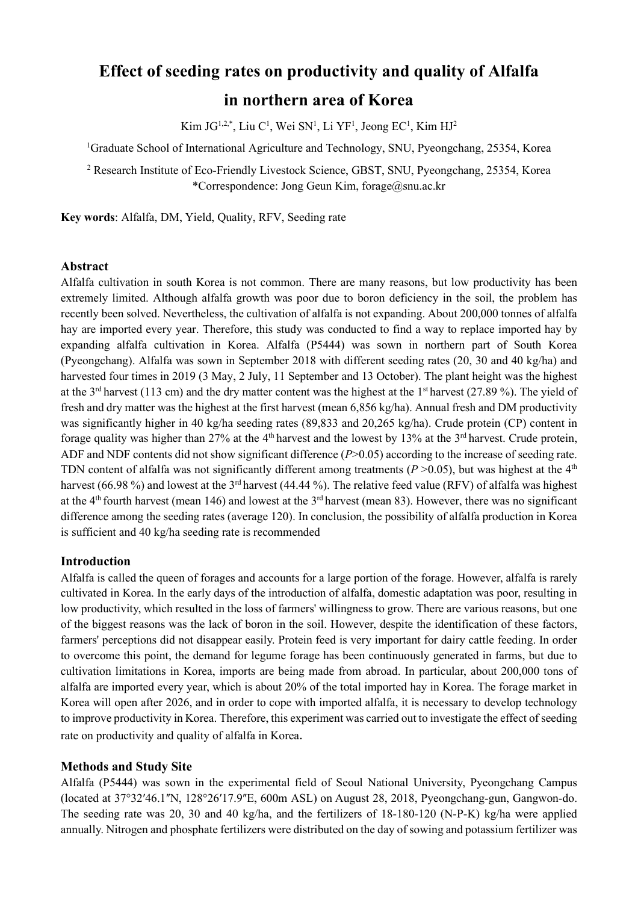# Effect of seeding rates on productivity and quality of Alfalfa in northern area of Korea

Kim JG[1,2,*], Liu C[1], Wei SN[1], Li YF[1], Jeong EC[1], Kim HJ[2]

[1]Graduate School of International Agriculture and Technology, SNU, Pyeongchang, 25354, Korea

[2] Research Institute of Eco-Friendly Livestock Science, GBST, SNU, Pyeongchang, 25354, Korea
*Correspondence: Jong Geun Kim, forage@snu.ac.kr

**Key words**: Alfalfa, DM, Yield, Quality, RFV, Seeding rate

## Abstract

Alfalfa cultivation in south Korea is not common. There are many reasons, but low productivity has been extremely limited. Although alfalfa growth was poor due to boron deficiency in the soil, the problem has recently been solved. Nevertheless, the cultivation of alfalfa is not expanding. About 200,000 tonnes of alfalfa hay are imported every year. Therefore, this study was conducted to find a way to replace imported hay by expanding alfalfa cultivation in Korea. Alfalfa (P5444) was sown in northern part of South Korea (Pyeongchang). Alfalfa was sown in September 2018 with different seeding rates (20, 30 and 40 kg/ha) and harvested four times in 2019 (3 May, 2 July, 11 September and 13 October). The plant height was the highest at the 3[rd] harvest (113 cm) and the dry matter content was the highest at the 1[st] harvest (27.89 %). The yield of fresh and dry matter was the highest at the first harvest (mean 6,856 kg/ha). Annual fresh and DM productivity was significantly higher in 40 kg/ha seeding rates (89,833 and 20,265 kg/ha). Crude protein (CP) content in forage quality was higher than 27% at the 4[th] harvest and the lowest by 13% at the 3[rd] harvest. Crude protein, ADF and NDF contents did not show significant difference (*P*>0.05) according to the increase of seeding rate. TDN content of alfalfa was not significantly different among treatments (*P* >0.05), but was highest at the 4[th] harvest (66.98 %) and lowest at the 3[rd] harvest (44.44 %). The relative feed value (RFV) of alfalfa was highest at the 4[th] fourth harvest (mean 146) and lowest at the 3[rd] harvest (mean 83). However, there was no significant difference among the seeding rates (average 120). In conclusion, the possibility of alfalfa production in Korea is sufficient and 40 kg/ha seeding rate is recommended

## Introduction

Alfalfa is called the queen of forages and accounts for a large portion of the forage. However, alfalfa is rarely cultivated in Korea. In the early days of the introduction of alfalfa, domestic adaptation was poor, resulting in low productivity, which resulted in the loss of farmers' willingness to grow. There are various reasons, but one of the biggest reasons was the lack of boron in the soil. However, despite the identification of these factors, farmers' perceptions did not disappear easily. Protein feed is very important for dairy cattle feeding. In order to overcome this point, the demand for legume forage has been continuously generated in farms, but due to cultivation limitations in Korea, imports are being made from abroad. In particular, about 200,000 tons of alfalfa are imported every year, which is about 20% of the total imported hay in Korea. The forage market in Korea will open after 2026, and in order to cope with imported alfalfa, it is necessary to develop technology to improve productivity in Korea. Therefore, this experiment was carried out to investigate the effect of seeding rate on productivity and quality of alfalfa in Korea.

## Methods and Study Site

Alfalfa (P5444) was sown in the experimental field of Seoul National University, Pyeongchang Campus (located at 37°32′46.1″N, 128°26′17.9″E, 600m ASL) on August 28, 2018, Pyeongchang-gun, Gangwon-do. The seeding rate was 20, 30 and 40 kg/ha, and the fertilizers of 18-180-120 (N-P-K) kg/ha were applied annually. Nitrogen and phosphate fertilizers were distributed on the day of sowing and potassium fertilizer was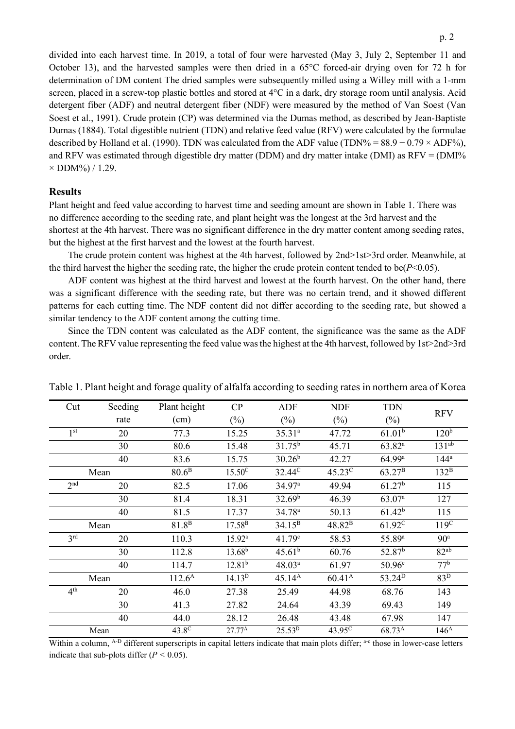divided into each harvest time. In 2019, a total of four were harvested (May 3, July 2, September 11 and October 13), and the harvested samples were then dried in a 65°C forced-air drying oven for 72 h for determination of DM content The dried samples were subsequently milled using a Willey mill with a 1-mm screen, placed in a screw-top plastic bottles and stored at 4°C in a dark, dry storage room until analysis. Acid detergent fiber (ADF) and neutral detergent fiber (NDF) were measured by the method of Van Soest (Van Soest et al., 1991). Crude protein (CP) was determined via the Dumas method, as described by Jean-Baptiste Dumas (1884). Total digestible nutrient (TDN) and relative feed value (RFV) were calculated by the formulae described by Holland et al. (1990). TDN was calculated from the ADF value (TDN% = 88.9 − 0.79 × ADF%), and RFV was estimated through digestible dry matter (DDM) and dry matter intake (DMI) as RFV = (DMI% × DDM%) / 1.29.

## Results

Plant height and feed value according to harvest time and seeding amount are shown in Table 1. There was no difference according to the seeding rate, and plant height was the longest at the 3rd harvest and the shortest at the 4th harvest. There was no significant difference in the dry matter content among seeding rates, but the highest at the first harvest and the lowest at the fourth harvest.

The crude protein content was highest at the 4th harvest, followed by 2nd>1st>3rd order. Meanwhile, at the third harvest the higher the seeding rate, the higher the crude protein content tended to be($P<0.05$).

ADF content was highest at the third harvest and lowest at the fourth harvest. On the other hand, there was a significant difference with the seeding rate, but there was no certain trend, and it showed different patterns for each cutting time. The NDF content did not differ according to the seeding rate, but showed a similar tendency to the ADF content among the cutting time.

Since the TDN content was calculated as the ADF content, the significance was the same as the ADF content. The RFV value representing the feed value was the highest at the 4th harvest, followed by 1st>2nd>3rd order.

Table 1. Plant height and forage quality of alfalfa according to seeding rates in northern area of Korea

| Cut | Seeding rate | Plant height (cm) | CP (%) | ADF (%) | NDF (%) | TDN (%) | RFV |
|---|---|---|---|---|---|---|---|
| 1st | 20 | 77.3 | 15.25 | 35.31$^{a}$ | 47.72 | 61.01$^{b}$ | 120$^{b}$ |
| | 30 | 80.6 | 15.48 | 31.75$^{b}$ | 45.71 | 63.82$^{a}$ | 131$^{ab}$ |
| | 40 | 83.6 | 15.75 | 30.26$^{b}$ | 42.27 | 64.99$^{a}$ | 144$^{a}$ |
| Mean | | 80.6$^{B}$ | 15.50$^{C}$ | 32.44$^{C}$ | 45.23$^{C}$ | 63.27$^{B}$ | 132$^{B}$ |
| 2nd | 20 | 82.5 | 17.06 | 34.97$^{a}$ | 49.94 | 61.27$^{b}$ | 115 |
| | 30 | 81.4 | 18.31 | 32.69$^{b}$ | 46.39 | 63.07$^{a}$ | 127 |
| | 40 | 81.5 | 17.37 | 34.78$^{a}$ | 50.13 | 61.42$^{b}$ | 115 |
| Mean | | 81.8$^{B}$ | 17.58$^{B}$ | 34.15$^{B}$ | 48.82$^{B}$ | 61.92$^{C}$ | 119$^{C}$ |
| 3rd | 20 | 110.3 | 15.92$^{a}$ | 41.79$^{c}$ | 58.53 | 55.89$^{a}$ | 90$^{a}$ |
| | 30 | 112.8 | 13.68$^{b}$ | 45.61$^{b}$ | 60.76 | 52.87$^{b}$ | 82$^{ab}$ |
| | 40 | 114.7 | 12.81$^{b}$ | 48.03$^{a}$ | 61.97 | 50.96$^{c}$ | 77$^{b}$ |
| Mean | | 112.6$^{A}$ | 14.13$^{D}$ | 45.14$^{A}$ | 60.41$^{A}$ | 53.24$^{D}$ | 83$^{D}$ |
| 4th | 20 | 46.0 | 27.38 | 25.49 | 44.98 | 68.76 | 143 |
| | 30 | 41.3 | 27.82 | 24.64 | 43.39 | 69.43 | 149 |
| | 40 | 44.0 | 28.12 | 26.48 | 43.48 | 67.98 | 147 |
| Mean | | 43.8$^{C}$ | 27.77$^{A}$ | 25.53$^{D}$ | 43.95$^{C}$ | 68.73$^{A}$ | 146$^{A}$ |

Within a column, $^{A-D}$ different superscripts in capital letters indicate that main plots differ; $^{a-c}$ those in lower-case letters indicate that sub-plots differ ($P < 0.05$).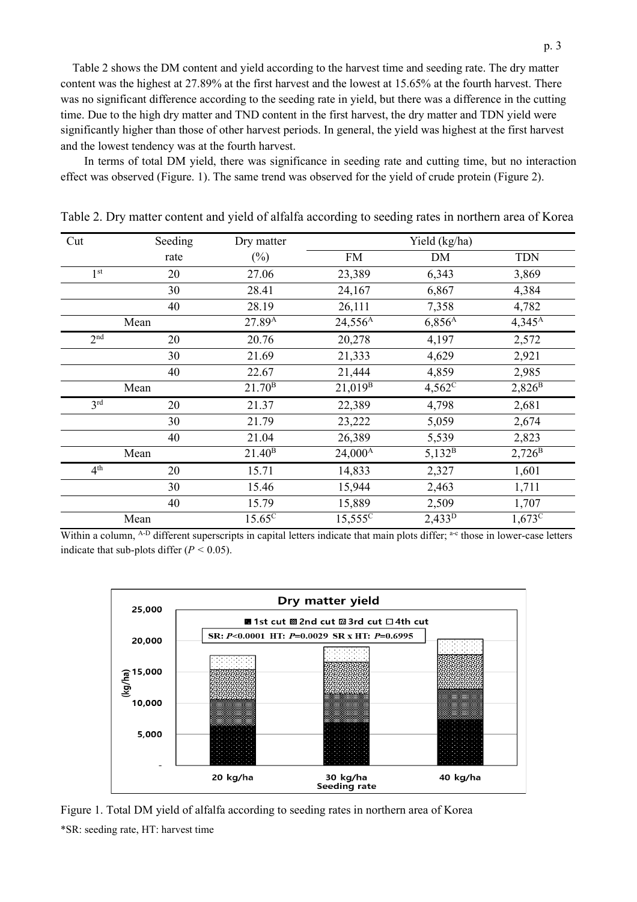Table 2 shows the DM content and yield according to the harvest time and seeding rate. The dry matter content was the highest at 27.89% at the first harvest and the lowest at 15.65% at the fourth harvest. There was no significant difference according to the seeding rate in yield, but there was a difference in the cutting time. Due to the high dry matter and TND content in the first harvest, the dry matter and TDN yield were significantly higher than those of other harvest periods. In general, the yield was highest at the first harvest and the lowest tendency was at the fourth harvest.

In terms of total DM yield, there was significance in seeding rate and cutting time, but no interaction effect was observed (Figure. 1). The same trend was observed for the yield of crude protein (Figure 2).

Table 2. Dry matter content and yield of alfalfa according to seeding rates in northern area of Korea

| Cut | Seeding rate | Dry matter (%) | Yield (kg/ha) | | |
|---|---|---|---|---|---|
| | | | FM | DM | TDN |
| 1st | 20 | 27.06 | 23,389 | 6,343 | 3,869 |
| | 30 | 28.41 | 24,167 | 6,867 | 4,384 |
| | 40 | 28.19 | 26,111 | 7,358 | 4,782 |
| Mean | | $27.89^{A}$ | $24,556^{A}$ | $6,856^{A}$ | $4,345^{A}$ |
| 2nd | 20 | 20.76 | 20,278 | 4,197 | 2,572 |
| | 30 | 21.69 | 21,333 | 4,629 | 2,921 |
| | 40 | 22.67 | 21,444 | 4,859 | 2,985 |
| Mean | | $21.70^{B}$ | $21,019^{B}$ | $4,562^{C}$ | $2,826^{B}$ |
| 3rd | 20 | 21.37 | 22,389 | 4,798 | 2,681 |
| | 30 | 21.79 | 23,222 | 5,059 | 2,674 |
| | 40 | 21.04 | 26,389 | 5,539 | 2,823 |
| Mean | | $21.40^{B}$ | $24,000^{A}$ | $5,132^{B}$ | $2,726^{B}$ |
| 4th | 20 | 15.71 | 14,833 | 2,327 | 1,601 |
| | 30 | 15.46 | 15,944 | 2,463 | 1,711 |
| | 40 | 15.79 | 15,889 | 2,509 | 1,707 |
| Mean | | $15.65^{C}$ | $15,555^{C}$ | $2,433^{D}$ | $1,673^{C}$ |

Within a column, A-D different superscripts in capital letters indicate that main plots differ; a-c those in lower-case letters indicate that sub-plots differ ($P < 0.05$).

Figure 1. Total DM yield of alfalfa according to seeding rates in northern area of Korea

*SR: seeding rate, HT: harvest time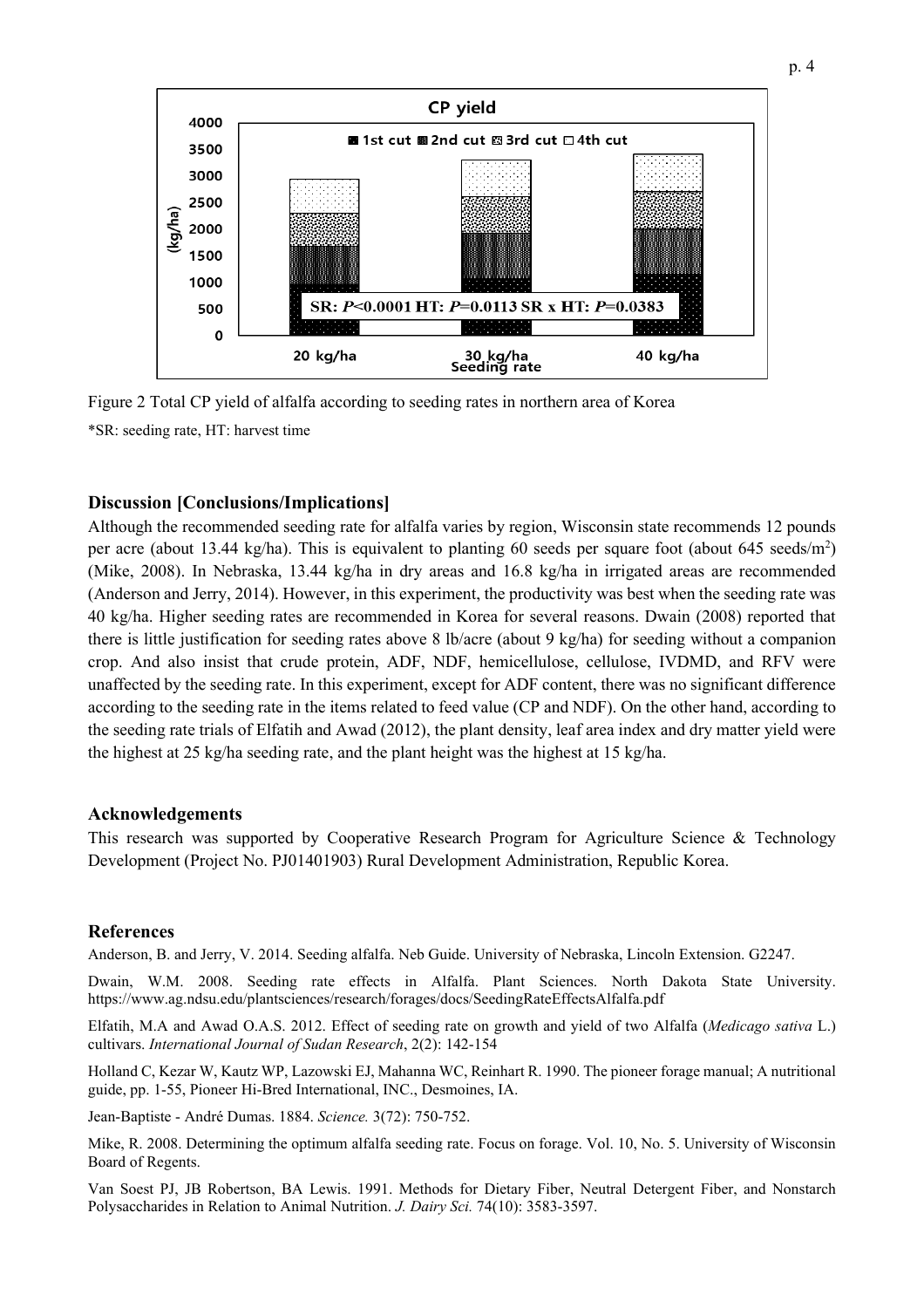CP yield

4000
3500
3000
2500
2000
1500
1000
500
0

(kg/ha)

1st cut 2nd cut 3rd cut 4th cut

SR: *P*<0.0001 HT: *P*=0.0113 SR x HT: *P*=0.0383

20 kg/ha
30 kg/ha
40 kg/ha
Seeding rate

Figure 2 Total CP yield of alfalfa according to seeding rates in northern area of Korea

*SR: seeding rate, HT: harvest time

## Discussion [Conclusions/Implications]

Although the recommended seeding rate for alfalfa varies by region, Wisconsin state recommends 12 pounds per acre (about 13.44 kg/ha). This is equivalent to planting 60 seeds per square foot (about 645 seeds/$m^2$) (Mike, 2008). In Nebraska, 13.44 kg/ha in dry areas and 16.8 kg/ha in irrigated areas are recommended (Anderson and Jerry, 2014). However, in this experiment, the productivity was best when the seeding rate was 40 kg/ha. Higher seeding rates are recommended in Korea for several reasons. Dwain (2008) reported that there is little justification for seeding rates above 8 lb/acre (about 9 kg/ha) for seeding without a companion crop. And also insist that crude protein, ADF, NDF, hemicellulose, cellulose, IVDMD, and RFV were unaffected by the seeding rate. In this experiment, except for ADF content, there was no significant difference according to the seeding rate in the items related to feed value (CP and NDF). On the other hand, according to the seeding rate trials of Elfatih and Awad (2012), the plant density, leaf area index and dry matter yield were the highest at 25 kg/ha seeding rate, and the plant height was the highest at 15 kg/ha.

## Acknowledgements

This research was supported by Cooperative Research Program for Agriculture Science & Technology Development (Project No. PJ01401903) Rural Development Administration, Republic Korea.

## References

Anderson, B. and Jerry, V. 2014. Seeding alfalfa. Neb Guide. University of Nebraska, Lincoln Extension. G2247.

Dwain, W.M. 2008. Seeding rate effects in Alfalfa. Plant Sciences. North Dakota State University. https://www.ag.ndsu.edu/plantsciences/research/forages/docs/SeedingRateEffectsAlfalfa.pdf

Elfatih, M.A and Awad O.A.S. 2012. Effect of seeding rate on growth and yield of two Alfalfa (*Medicago sativa* L.) cultivars. *International Journal of Sudan Research*, 2(2): 142-154

Holland C, Kezar W, Kautz WP, Lazowski EJ, Mahanna WC, Reinhart R. 1990. The pioneer forage manual; A nutritional guide, pp. 1-55, Pioneer Hi-Bred International, INC., Desmoines, IA.

Jean-Baptiste - André Dumas. 1884. *Science.* 3(72): 750-752.

Mike, R. 2008. Determining the optimum alfalfa seeding rate. Focus on forage. Vol. 10, No. 5. University of Wisconsin Board of Regents.

Van Soest PJ, JB Robertson, BA Lewis. 1991. Methods for Dietary Fiber, Neutral Detergent Fiber, and Nonstarch Polysaccharides in Relation to Animal Nutrition. *J. Dairy Sci.* 74(10): 3583-3597.